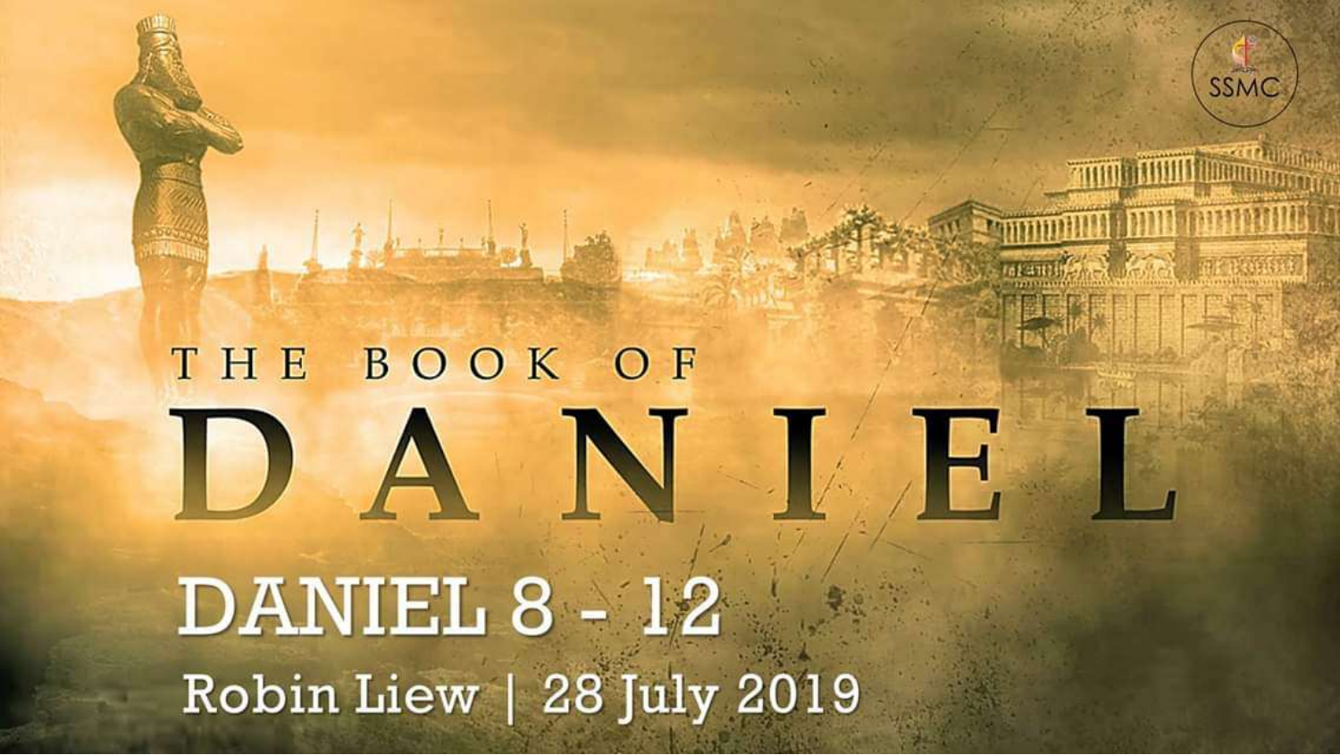SSMC

# THE BOOK OF DANIEL

## DANIEL 8 - 12

Robin Liew | 28 July 2019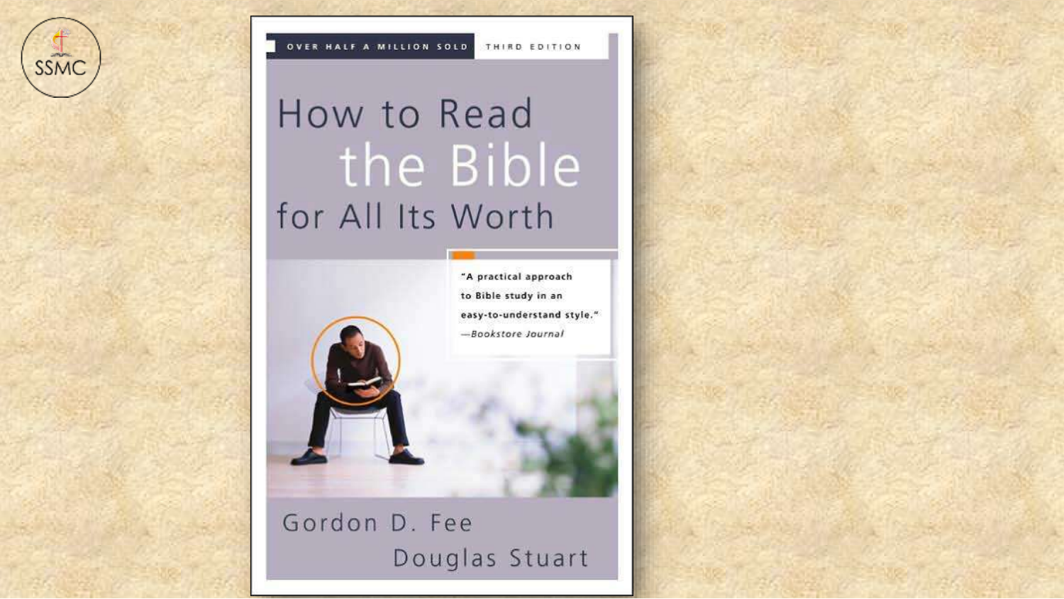OVER HALF A MILLION SOLD THIRD EDITION

# How to Read the Bible for All Its Worth

"A practical approach to Bible study in an easy-to-understand style."
—*Bookstore Journal*

Gordon D. Fee
Douglas Stuart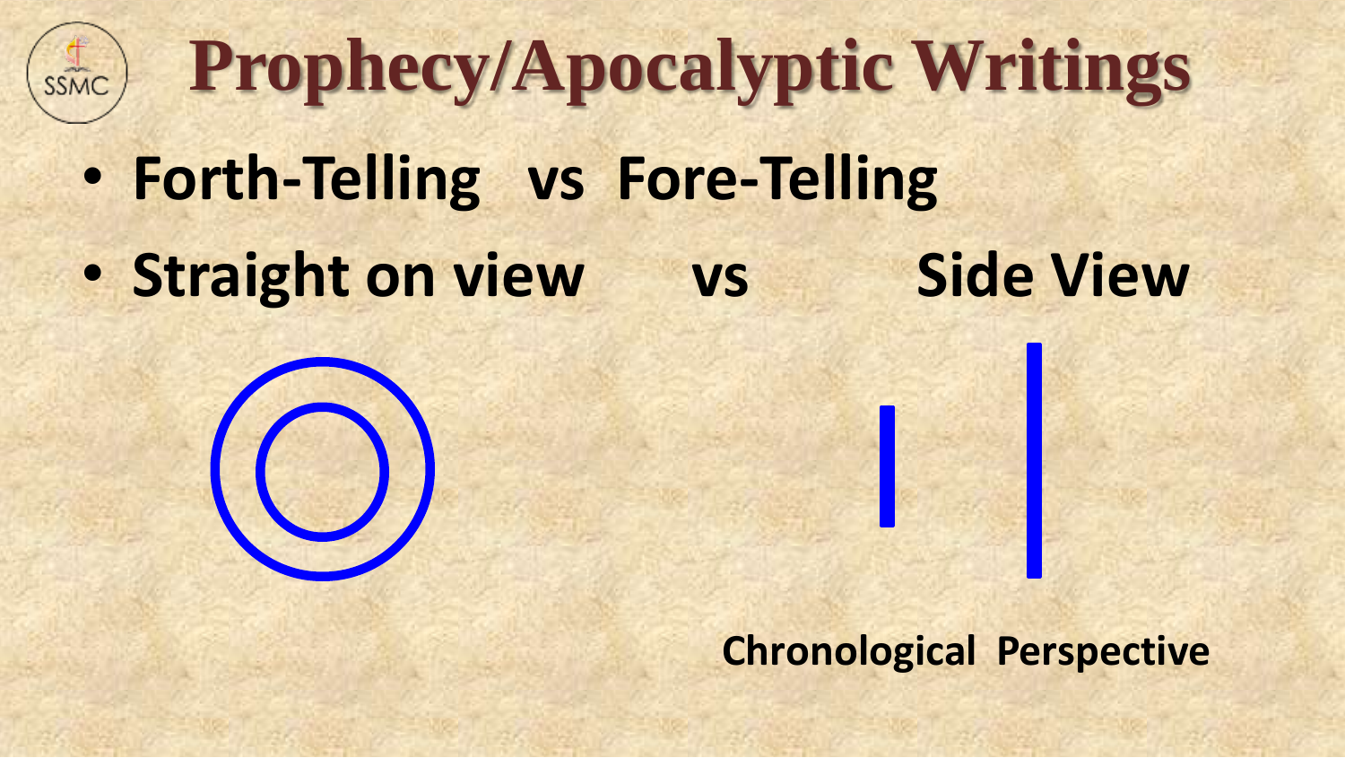# Prophecy/Apocalyptic Writings

- Forth-Telling vs Fore-Telling
- Straight on view vs Side View

Chronological Perspective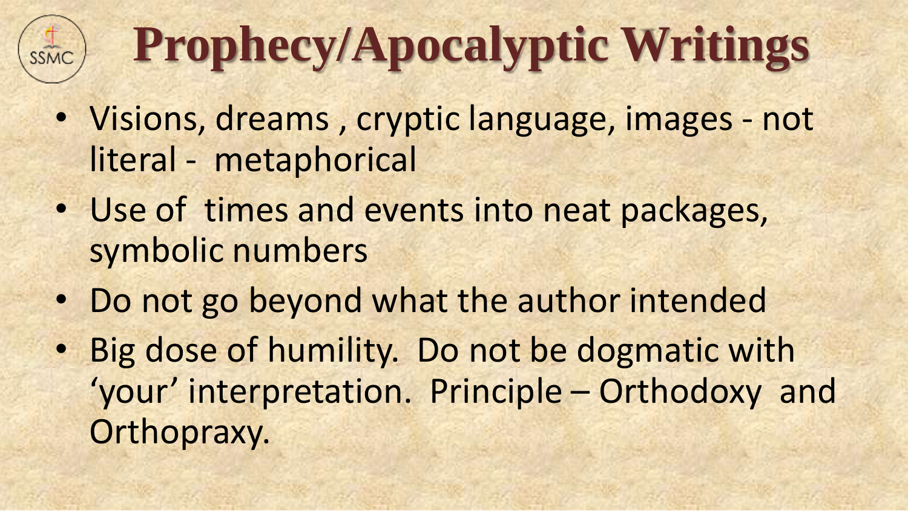# Prophecy/Apocalyptic Writings

- Visions, dreams , cryptic language, images - not literal - metaphorical
- Use of times and events into neat packages, symbolic numbers
- Do not go beyond what the author intended
- Big dose of humility. Do not be dogmatic with 'your' interpretation. Principle – Orthodoxy and Orthopraxy.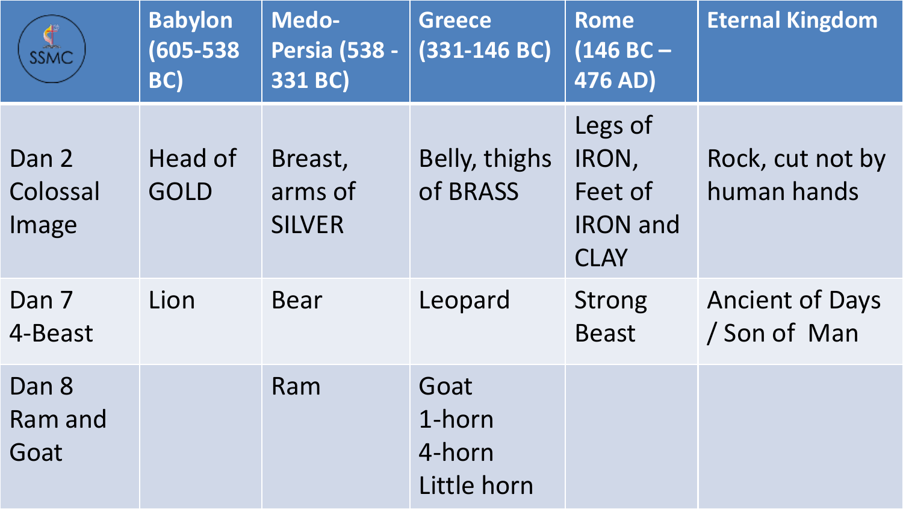| SSMC | Babylon (605-538 BC) | Medo-Persia (538 - 331 BC) | Greece (331-146 BC) | Rome (146 BC – 476 AD) | Eternal Kingdom |
|---|---|---|---|---|---|
| Dan 2 Colossal Image | Head of GOLD | Breast, arms of SILVER | Belly, thighs of BRASS | Legs of IRON, Feet of IRON and CLAY | Rock, cut not by human hands |
| Dan 7 4-Beast | Lion | Bear | Leopard | Strong Beast | Ancient of Days / Son of Man |
| Dan 8 Ram and Goat | | Ram | Goat 1-horn 4-horn Little horn | | |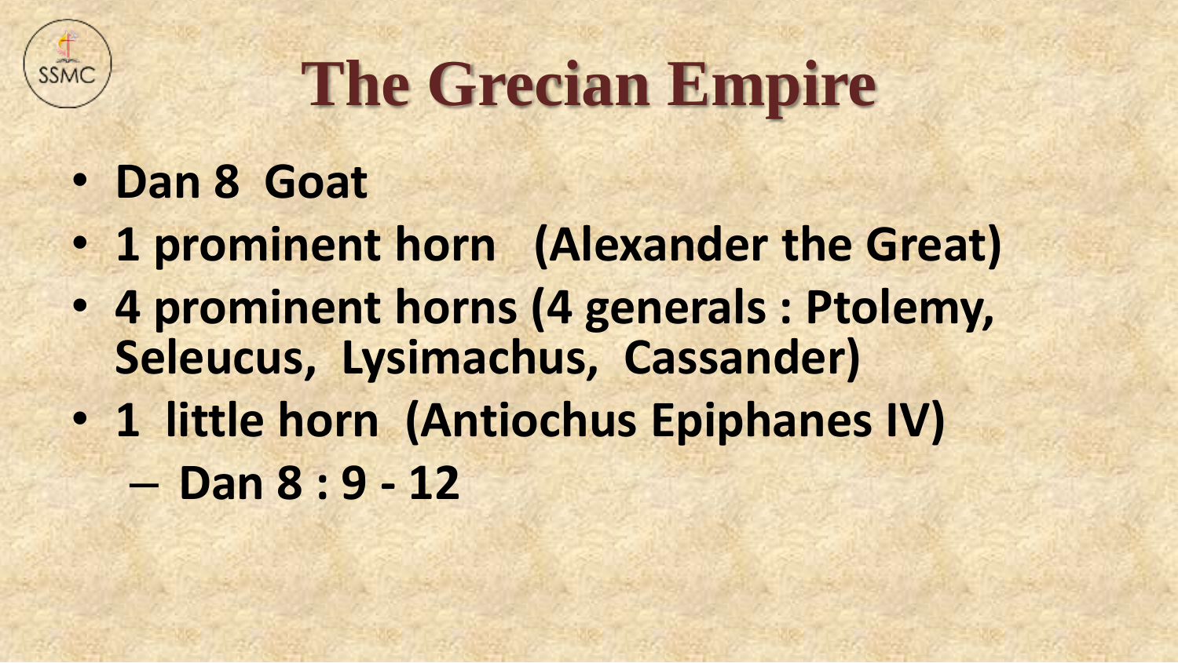# The Grecian Empire

- **Dan 8 Goat**
- **1 prominent horn (Alexander the Great)**
- **4 prominent horns (4 generals : Ptolemy, Seleucus, Lysimachus, Cassander)**
- **1 little horn (Antiochus Epiphanes IV)**
  - **Dan 8 : 9 - 12**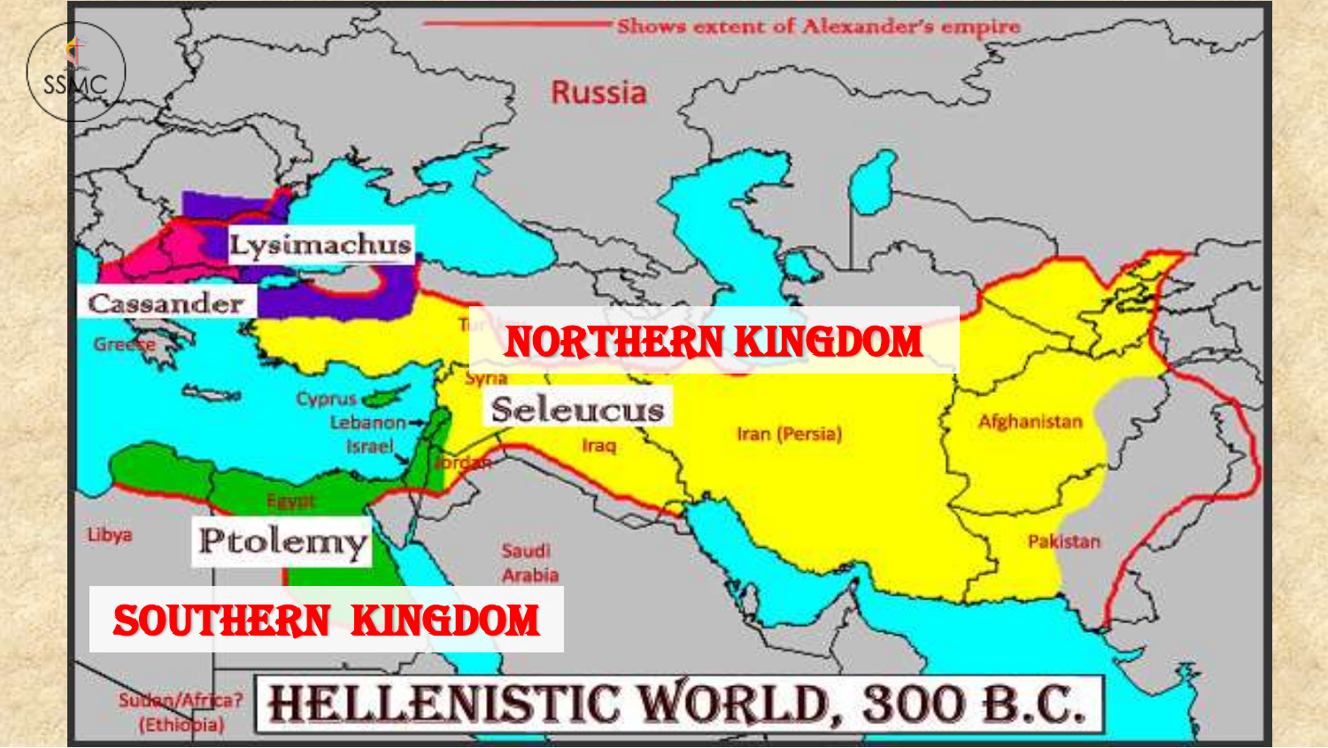# HELLENISTIC WORLD, 300 B.C.

Shows extent of Alexander's empire

Russia

Lysimachus

Cassander

Greece

NORTHERN KINGDOM

Turkey

Syria

Seleucus

Cyprus

Lebanon

Israel

Jordan

Iraq

Iran (Persia)

Afghanistan

Pakistan

Egypt

Libya

Ptolemy

Saudi Arabia

SOUTHERN KINGDOM

Sudan/Africa? (Ethiopia)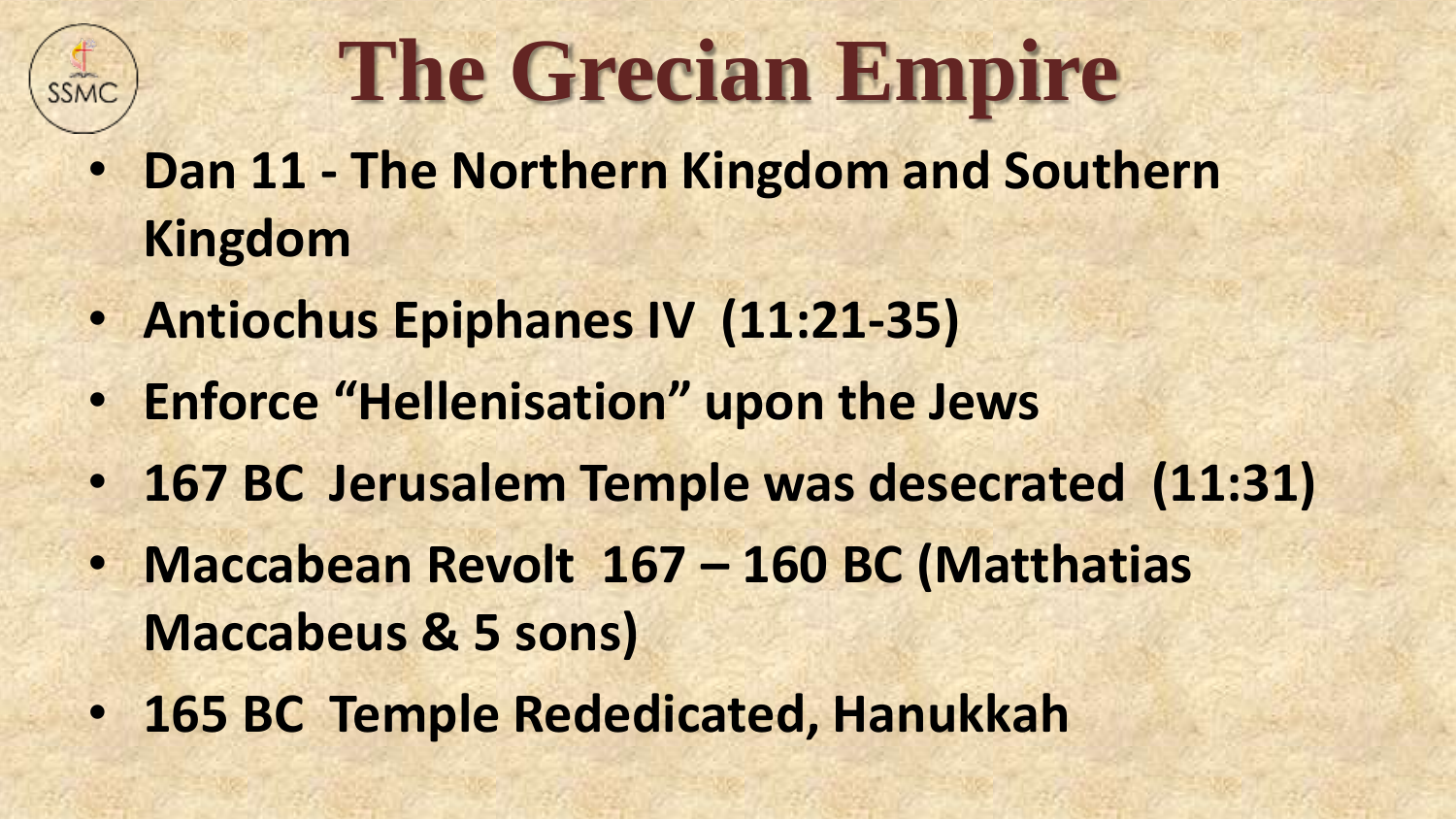# The Grecian Empire

- **Dan 11 - The Northern Kingdom and Southern Kingdom**
- **Antiochus Epiphanes IV (11:21-35)**
- **Enforce "Hellenisation" upon the Jews**
- **167 BC Jerusalem Temple was desecrated (11:31)**
- **Maccabean Revolt 167 – 160 BC (Matthatias Maccabeus & 5 sons)**
- **165 BC Temple Rededicated, Hanukkah**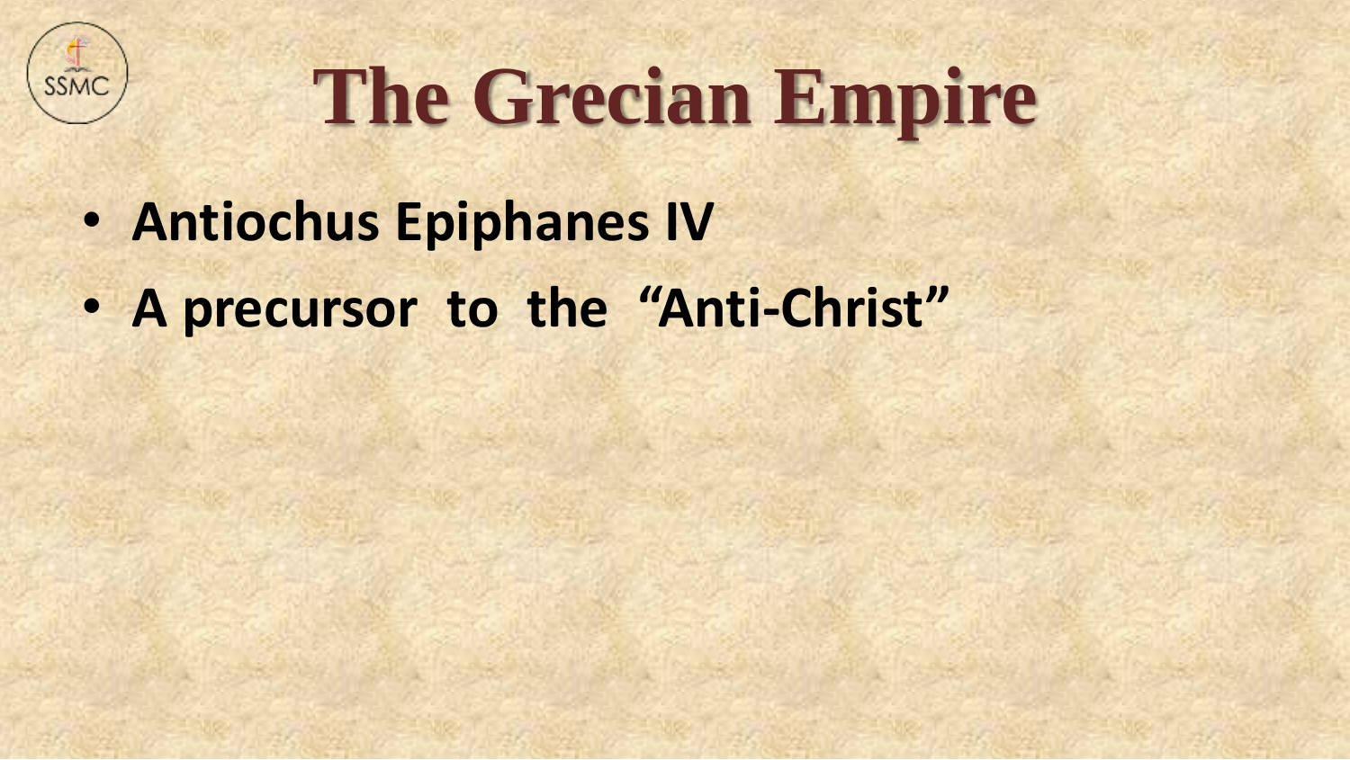# The Grecian Empire

- **Antiochus Epiphanes IV**
- **A precursor to the "Anti-Christ"**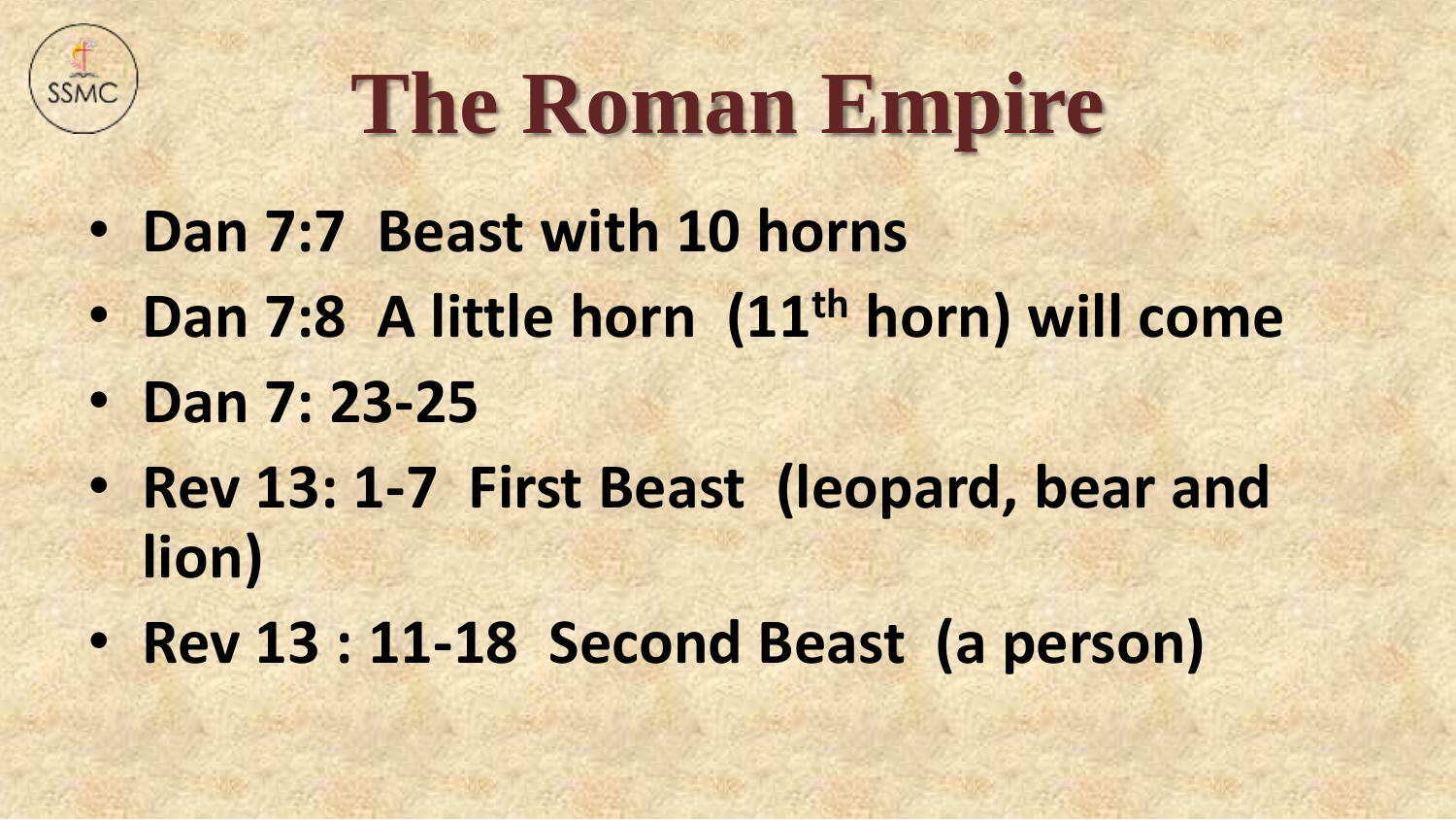# The Roman Empire

- **Dan 7:7 Beast with 10 horns**
- **Dan 7:8 A little horn (11th horn) will come**
- **Dan 7: 23-25**
- **Rev 13: 1-7 First Beast (leopard, bear and lion)**
- **Rev 13 : 11-18 Second Beast (a person)**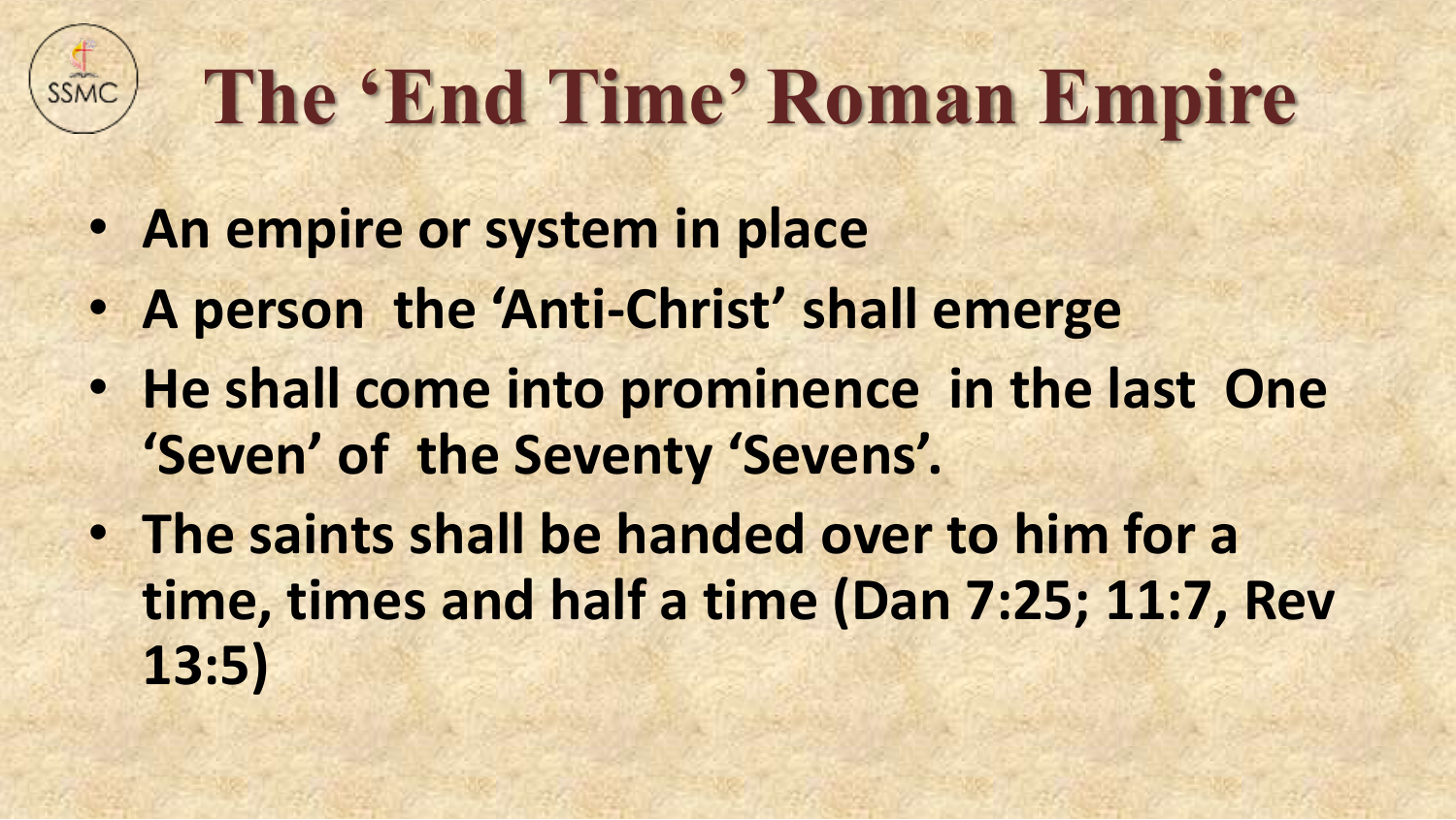# The 'End Time' Roman Empire

- **An empire or system in place**
- **A person  the 'Anti-Christ' shall emerge**
- **He shall come into prominence  in the last  One 'Seven' of  the Seventy 'Sevens'.**
- **The saints shall be handed over to him for a time, times and half a time (Dan 7:25; 11:7, Rev 13:5)**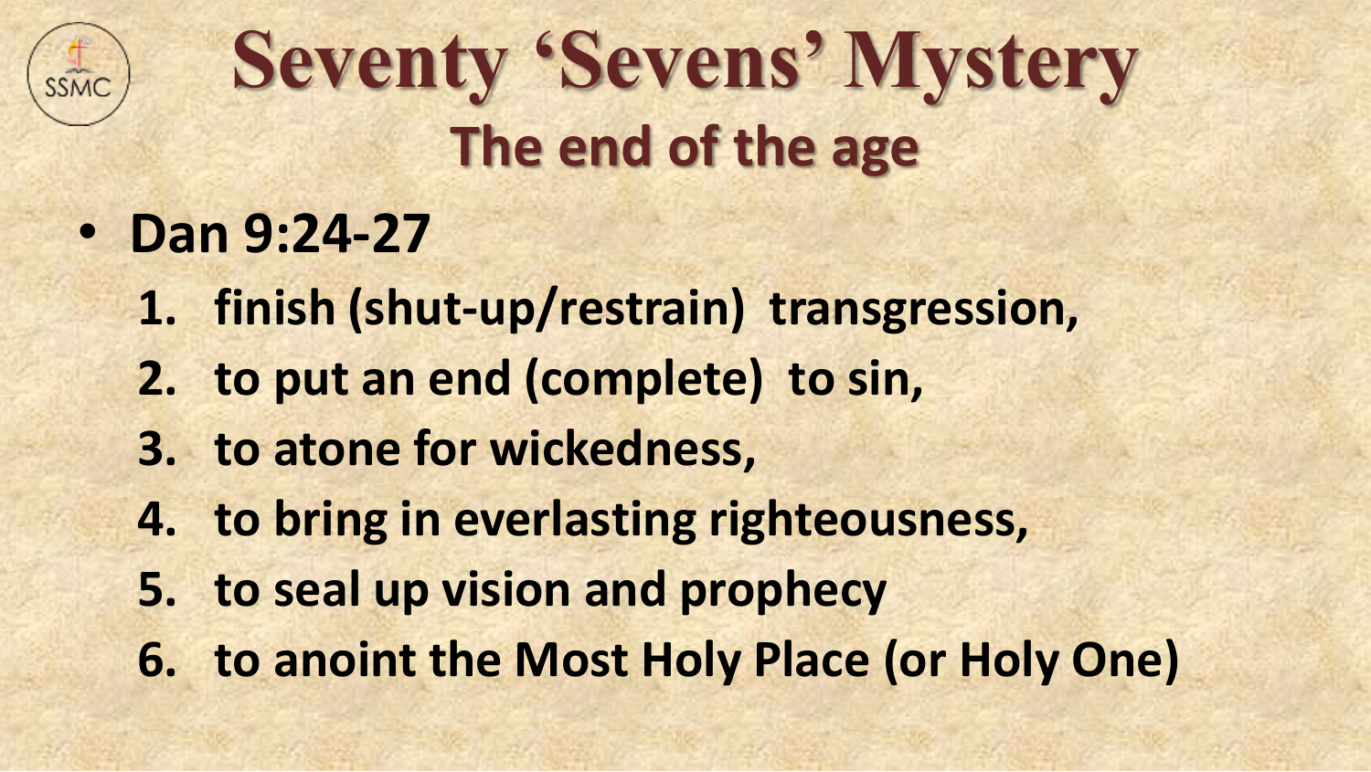# Seventy 'Sevens' Mystery

## The end of the age

- **Dan 9:24-27**
  1. **finish (shut-up/restrain) transgression,**
  2. **to put an end (complete) to sin,**
  3. **to atone for wickedness,**
  4. **to bring in everlasting righteousness,**
  5. **to seal up vision and prophecy**
  6. **to anoint the Most Holy Place (or Holy One)**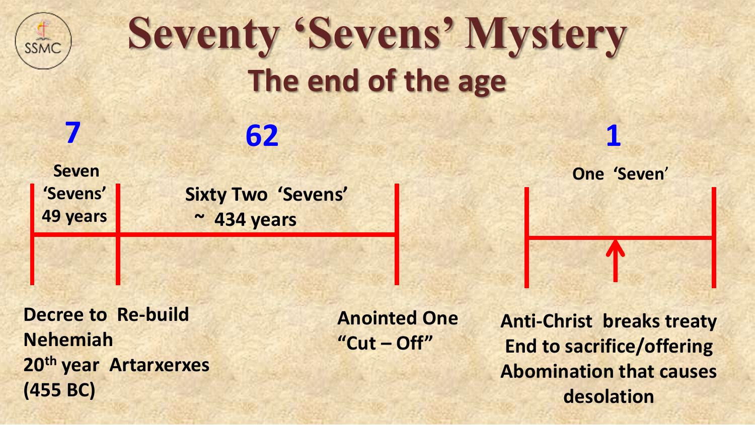# Seventy 'Sevens' Mystery

## The end of the age

**7**

**Seven 'Sevens' 49 years**

**62**

**Sixty Two 'Sevens' ~ 434 years**

**1**

**One 'Seven'**

**Decree to Re-build**
**Nehemiah**
**20th year Artarxerxes**
**(455 BC)**

**Anointed One "Cut – Off"**

**Anti-Christ breaks treaty**
**End to sacrifice/offering**
**Abomination that causes desolation**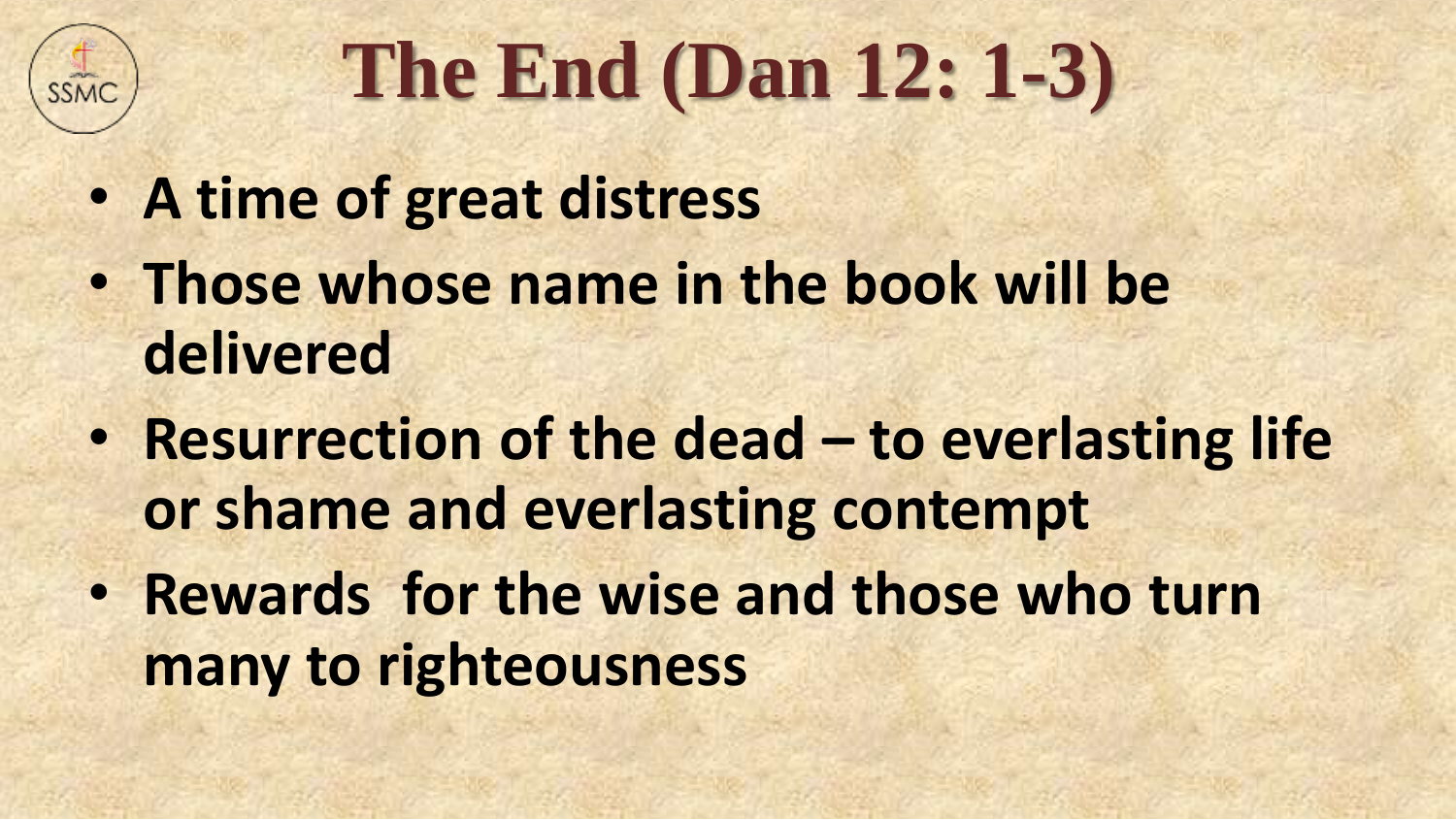# The End (Dan 12: 1-3)

- **A time of great distress**
- **Those whose name in the book will be delivered**
- **Resurrection of the dead – to everlasting life or shame and everlasting contempt**
- **Rewards for the wise and those who turn many to righteousness**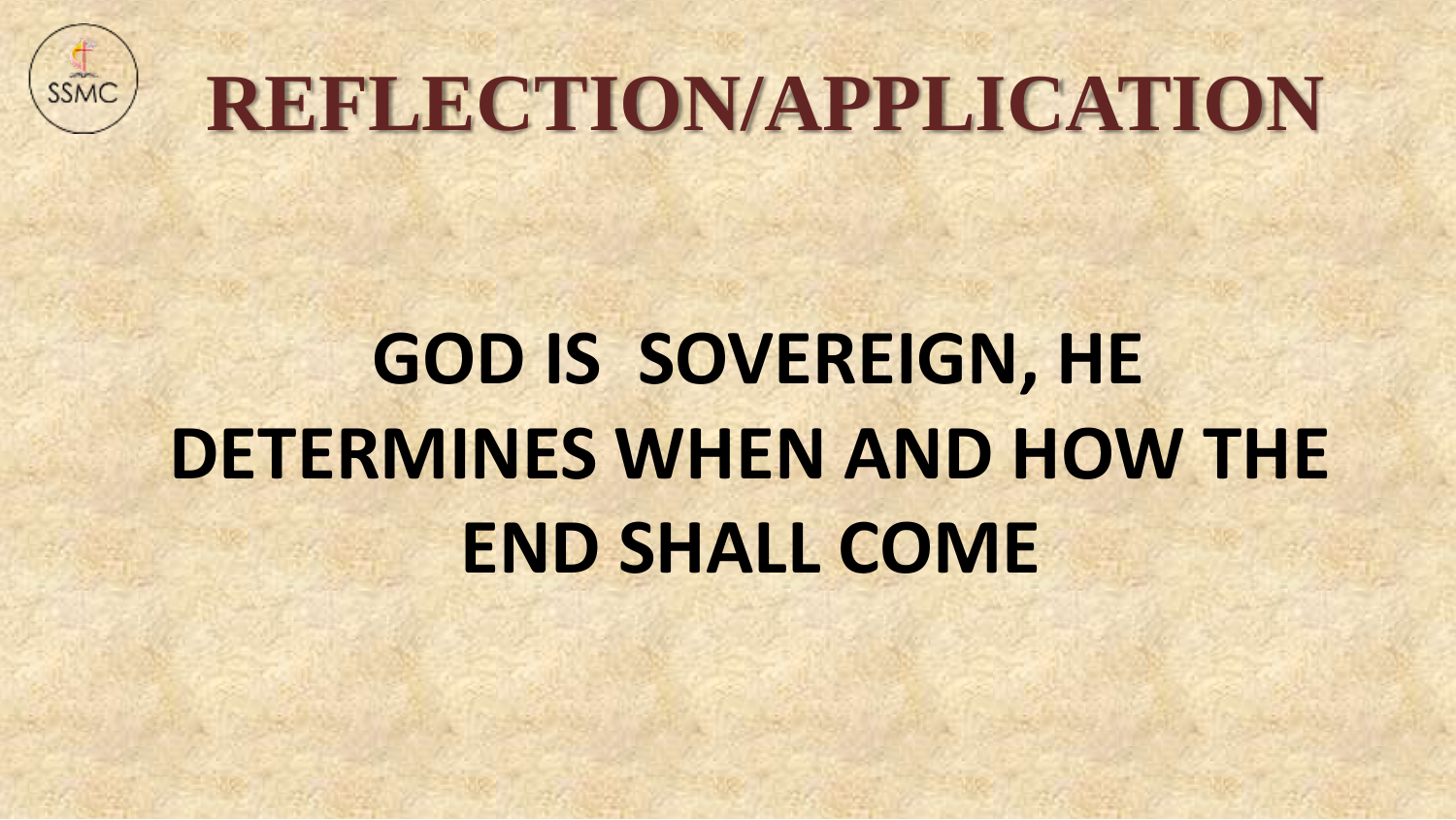# REFLECTION/APPLICATION

**GOD IS SOVEREIGN, HE DETERMINES WHEN AND HOW THE END SHALL COME**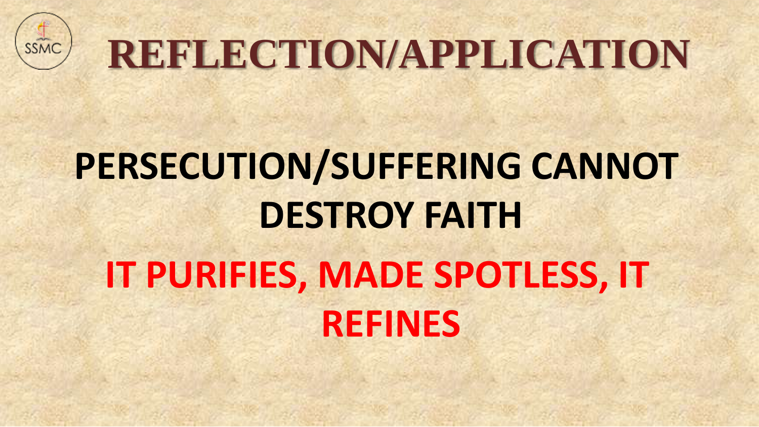# REFLECTION/APPLICATION

**PERSECUTION/SUFFERING CANNOT DESTROY FAITH**

**IT PURIFIES, MADE SPOTLESS, IT REFINES**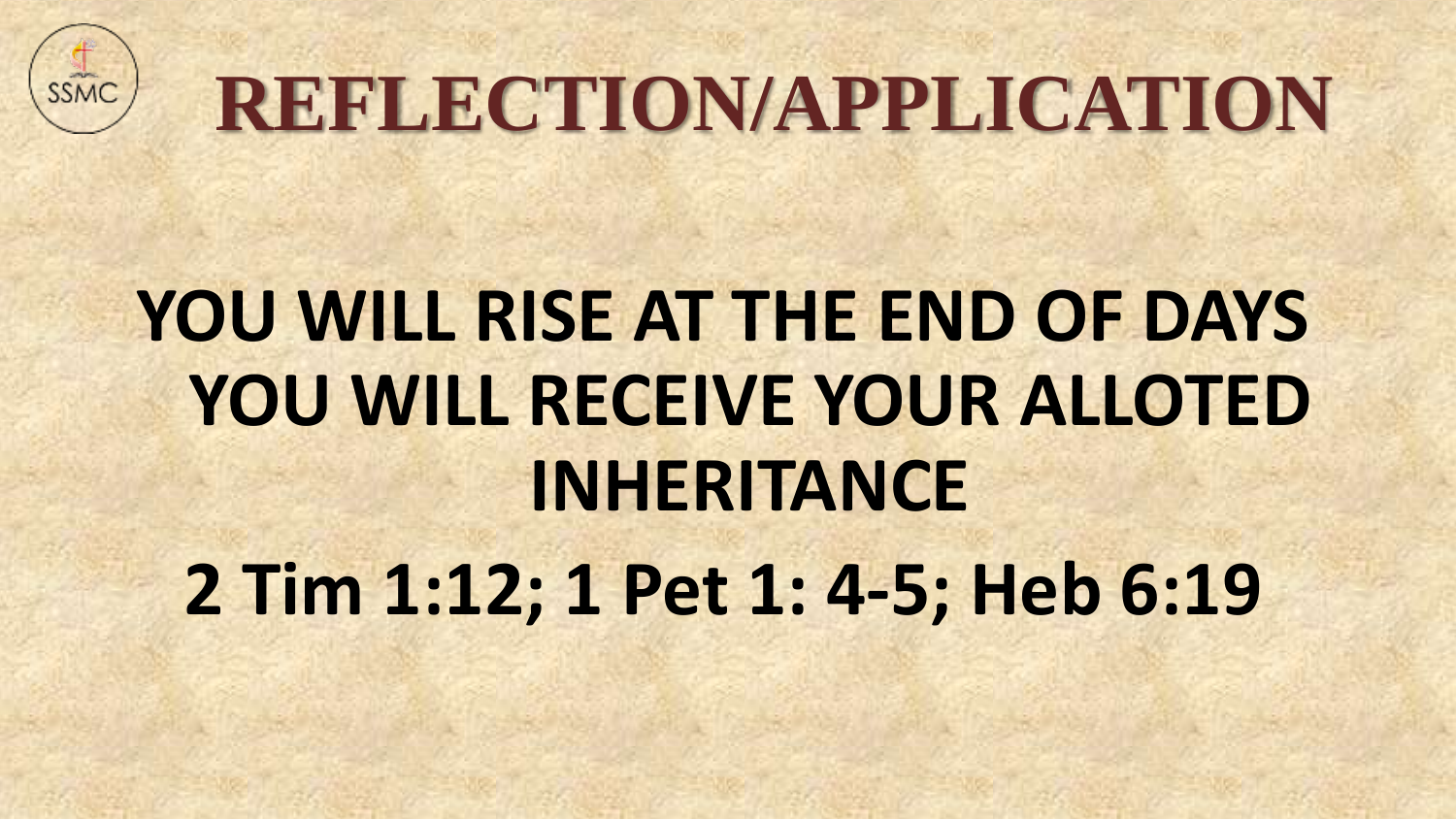# REFLECTION/APPLICATION

**YOU WILL RISE AT THE END OF DAYS YOU WILL RECEIVE YOUR ALLOTED INHERITANCE**

**2 Tim 1:12; 1 Pet 1: 4-5; Heb 6:19**